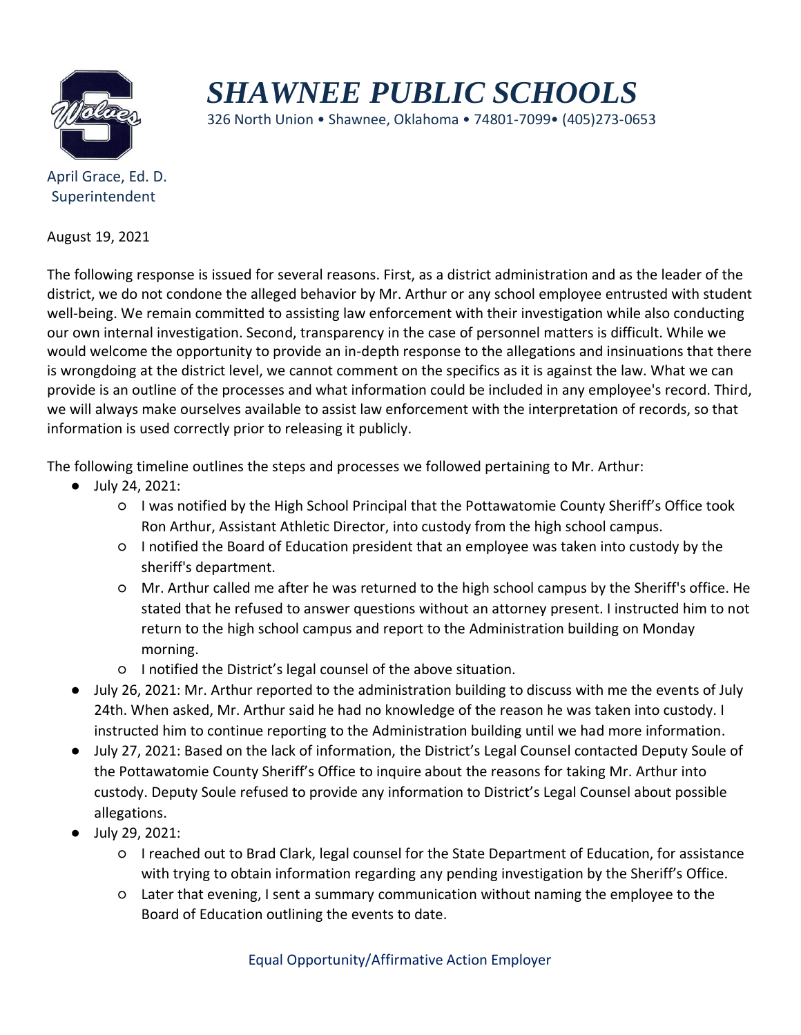# *SHAWNEE PUBLIC SCHOOLS*

326 North Union • Shawnee, Oklahoma • 74801-7099• (405)273-0653

April Grace, Ed. D.
Superintendent

August 19, 2021

The following response is issued for several reasons. First, as a district administration and as the leader of the district, we do not condone the alleged behavior by Mr. Arthur or any school employee entrusted with student well-being. We remain committed to assisting law enforcement with their investigation while also conducting our own internal investigation. Second, transparency in the case of personnel matters is difficult. While we would welcome the opportunity to provide an in-depth response to the allegations and insinuations that there is wrongdoing at the district level, we cannot comment on the specifics as it is against the law. What we can provide is an outline of the processes and what information could be included in any employee's record. Third, we will always make ourselves available to assist law enforcement with the interpretation of records, so that information is used correctly prior to releasing it publicly.

The following timeline outlines the steps and processes we followed pertaining to Mr. Arthur:

- July 24, 2021:
  - I was notified by the High School Principal that the Pottawatomie County Sheriff's Office took Ron Arthur, Assistant Athletic Director, into custody from the high school campus.
  - I notified the Board of Education president that an employee was taken into custody by the sheriff's department.
  - Mr. Arthur called me after he was returned to the high school campus by the Sheriff's office. He stated that he refused to answer questions without an attorney present. I instructed him to not return to the high school campus and report to the Administration building on Monday morning.
  - I notified the District's legal counsel of the above situation.
- July 26, 2021: Mr. Arthur reported to the administration building to discuss with me the events of July 24th. When asked, Mr. Arthur said he had no knowledge of the reason he was taken into custody. I instructed him to continue reporting to the Administration building until we had more information.
- July 27, 2021: Based on the lack of information, the District's Legal Counsel contacted Deputy Soule of the Pottawatomie County Sheriff's Office to inquire about the reasons for taking Mr. Arthur into custody. Deputy Soule refused to provide any information to District's Legal Counsel about possible allegations.
- July 29, 2021:
  - I reached out to Brad Clark, legal counsel for the State Department of Education, for assistance with trying to obtain information regarding any pending investigation by the Sheriff's Office.
  - Later that evening, I sent a summary communication without naming the employee to the Board of Education outlining the events to date.

Equal Opportunity/Affirmative Action Employer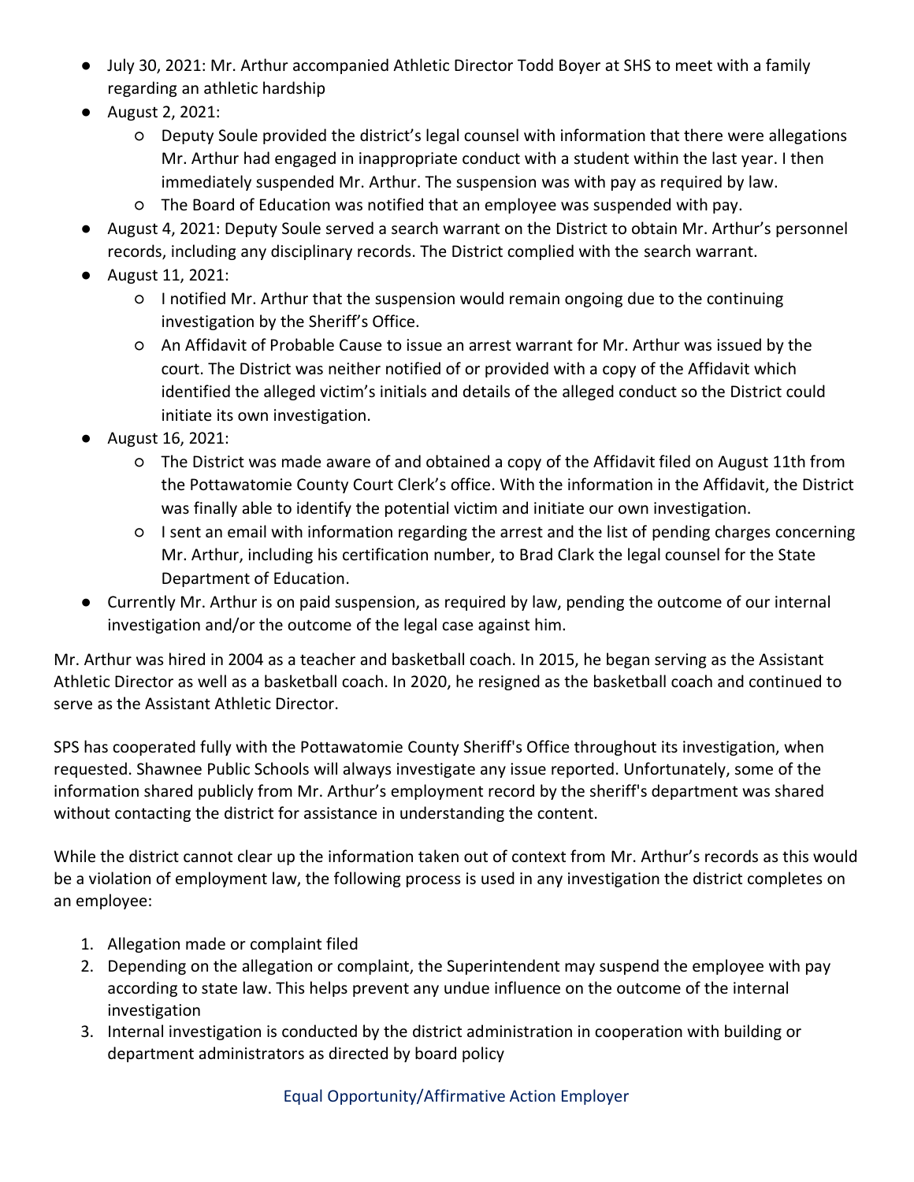- July 30, 2021: Mr. Arthur accompanied Athletic Director Todd Boyer at SHS to meet with a family regarding an athletic hardship
- August 2, 2021:
  - Deputy Soule provided the district's legal counsel with information that there were allegations Mr. Arthur had engaged in inappropriate conduct with a student within the last year. I then immediately suspended Mr. Arthur. The suspension was with pay as required by law.
  - The Board of Education was notified that an employee was suspended with pay.
- August 4, 2021: Deputy Soule served a search warrant on the District to obtain Mr. Arthur's personnel records, including any disciplinary records. The District complied with the search warrant.
- August 11, 2021:
  - I notified Mr. Arthur that the suspension would remain ongoing due to the continuing investigation by the Sheriff's Office.
  - An Affidavit of Probable Cause to issue an arrest warrant for Mr. Arthur was issued by the court. The District was neither notified of or provided with a copy of the Affidavit which identified the alleged victim's initials and details of the alleged conduct so the District could initiate its own investigation.
- August 16, 2021:
  - The District was made aware of and obtained a copy of the Affidavit filed on August 11th from the Pottawatomie County Court Clerk's office. With the information in the Affidavit, the District was finally able to identify the potential victim and initiate our own investigation.
  - I sent an email with information regarding the arrest and the list of pending charges concerning Mr. Arthur, including his certification number, to Brad Clark the legal counsel for the State Department of Education.
- Currently Mr. Arthur is on paid suspension, as required by law, pending the outcome of our internal investigation and/or the outcome of the legal case against him.

Mr. Arthur was hired in 2004 as a teacher and basketball coach. In 2015, he began serving as the Assistant Athletic Director as well as a basketball coach. In 2020, he resigned as the basketball coach and continued to serve as the Assistant Athletic Director.

SPS has cooperated fully with the Pottawatomie County Sheriff's Office throughout its investigation, when requested. Shawnee Public Schools will always investigate any issue reported. Unfortunately, some of the information shared publicly from Mr. Arthur's employment record by the sheriff's department was shared without contacting the district for assistance in understanding the content.

While the district cannot clear up the information taken out of context from Mr. Arthur's records as this would be a violation of employment law, the following process is used in any investigation the district completes on an employee:

1. Allegation made or complaint filed
2. Depending on the allegation or complaint, the Superintendent may suspend the employee with pay according to state law. This helps prevent any undue influence on the outcome of the internal investigation
3. Internal investigation is conducted by the district administration in cooperation with building or department administrators as directed by board policy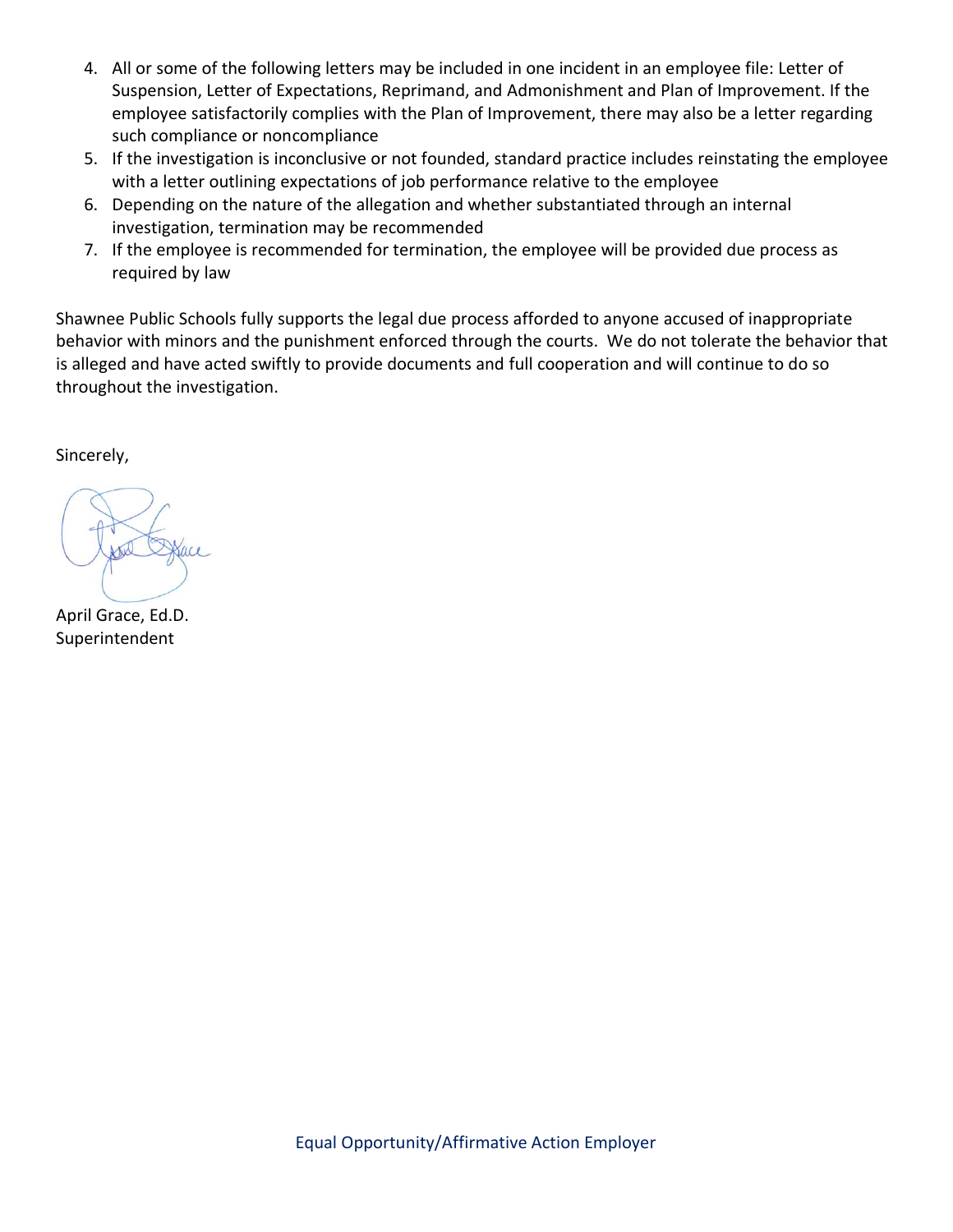4. All or some of the following letters may be included in one incident in an employee file: Letter of Suspension, Letter of Expectations, Reprimand, and Admonishment and Plan of Improvement. If the employee satisfactorily complies with the Plan of Improvement, there may also be a letter regarding such compliance or noncompliance
5. If the investigation is inconclusive or not founded, standard practice includes reinstating the employee with a letter outlining expectations of job performance relative to the employee
6. Depending on the nature of the allegation and whether substantiated through an internal investigation, termination may be recommended
7. If the employee is recommended for termination, the employee will be provided due process as required by law

Shawnee Public Schools fully supports the legal due process afforded to anyone accused of inappropriate behavior with minors and the punishment enforced through the courts. We do not tolerate the behavior that is alleged and have acted swiftly to provide documents and full cooperation and will continue to do so throughout the investigation.

Sincerely,

April Grace, Ed.D.
Superintendent

Equal Opportunity/Affirmative Action Employer